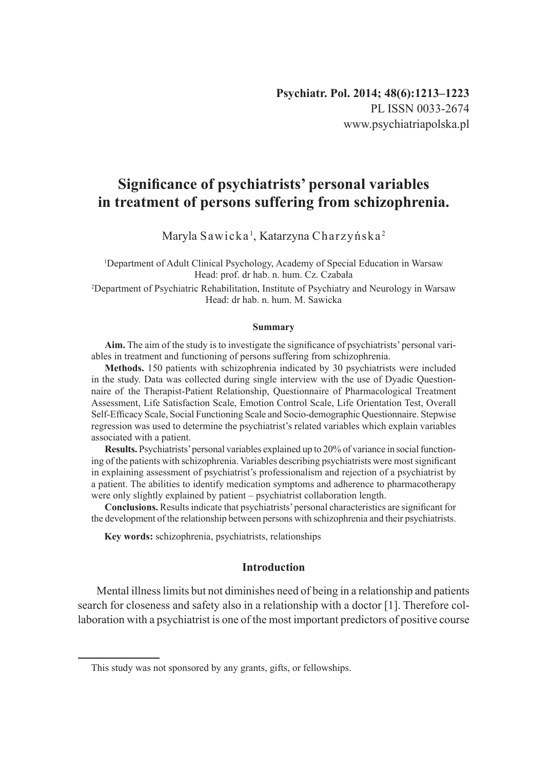Psychiatr. Pol. 2014; 48(6):1213–1223
PL ISSN 0033-2674
www.psychiatriapolska.pl

# Significance of psychiatrists' personal variables in treatment of persons suffering from schizophrenia.

Maryla Sawicka[1], Katarzyna Charzyńska[2]

[1]Department of Adult Clinical Psychology, Academy of Special Education in Warsaw
Head: prof. dr hab. n. hum. Cz. Czabała

[2]Department of Psychiatric Rehabilitation, Institute of Psychiatry and Neurology in Warsaw
Head: dr hab. n. hum. M. Sawicka

### Summary

**Aim.** The aim of the study is to investigate the significance of psychiatrists' personal variables in treatment and functioning of persons suffering from schizophrenia.

**Methods.** 150 patients with schizophrenia indicated by 30 psychiatrists were included in the study. Data was collected during single interview with the use of Dyadic Questionnaire of the Therapist-Patient Relationship, Questionnaire of Pharmacological Treatment Assessment, Life Satisfaction Scale, Emotion Control Scale, Life Orientation Test, Overall Self-Efficacy Scale, Social Functioning Scale and Socio-demographic Questionnaire. Stepwise regression was used to determine the psychiatrist's related variables which explain variables associated with a patient.

**Results.** Psychiatrists' personal variables explained up to 20% of variance in social functioning of the patients with schizophrenia. Variables describing psychiatrists were most significant in explaining assessment of psychiatrist's professionalism and rejection of a psychiatrist by a patient. The abilities to identify medication symptoms and adherence to pharmacotherapy were only slightly explained by patient – psychiatrist collaboration length.

**Conclusions.** Results indicate that psychiatrists' personal characteristics are significant for the development of the relationship between persons with schizophrenia and their psychiatrists.

**Key words:** schizophrenia, psychiatrists, relationships

## Introduction

Mental illness limits but not diminishes need of being in a relationship and patients search for closeness and safety also in a relationship with a doctor [1]. Therefore collaboration with a psychiatrist is one of the most important predictors of positive course

This study was not sponsored by any grants, gifts, or fellowships.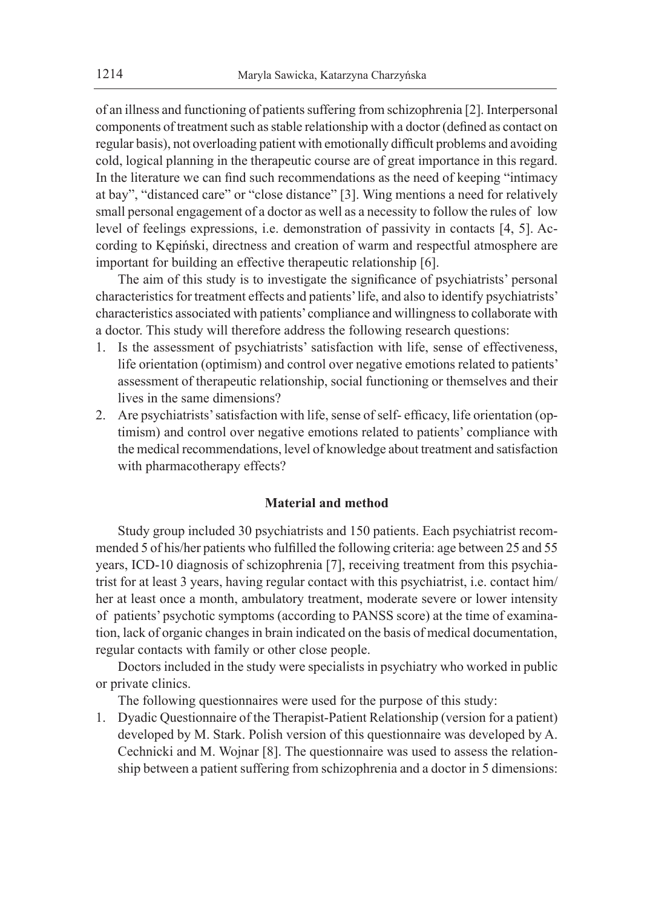of an illness and functioning of patients suffering from schizophrenia [2]. Interpersonal components of treatment such as stable relationship with a doctor (defined as contact on regular basis), not overloading patient with emotionally difficult problems and avoiding cold, logical planning in the therapeutic course are of great importance in this regard. In the literature we can find such recommendations as the need of keeping "intimacy at bay", "distanced care" or "close distance" [3]. Wing mentions a need for relatively small personal engagement of a doctor as well as a necessity to follow the rules of low level of feelings expressions, i.e. demonstration of passivity in contacts [4, 5]. According to Kępiński, directness and creation of warm and respectful atmosphere are important for building an effective therapeutic relationship [6].

The aim of this study is to investigate the significance of psychiatrists' personal characteristics for treatment effects and patients' life, and also to identify psychiatrists' characteristics associated with patients' compliance and willingness to collaborate with a doctor. This study will therefore address the following research questions:

1. Is the assessment of psychiatrists' satisfaction with life, sense of effectiveness, life orientation (optimism) and control over negative emotions related to patients' assessment of therapeutic relationship, social functioning or themselves and their lives in the same dimensions?
2. Are psychiatrists' satisfaction with life, sense of self- efficacy, life orientation (optimism) and control over negative emotions related to patients' compliance with the medical recommendations, level of knowledge about treatment and satisfaction with pharmacotherapy effects?

## Material and method

Study group included 30 psychiatrists and 150 patients. Each psychiatrist recommended 5 of his/her patients who fulfilled the following criteria: age between 25 and 55 years, ICD-10 diagnosis of schizophrenia [7], receiving treatment from this psychiatrist for at least 3 years, having regular contact with this psychiatrist, i.e. contact him/her at least once a month, ambulatory treatment, moderate severe or lower intensity of patients' psychotic symptoms (according to PANSS score) at the time of examination, lack of organic changes in brain indicated on the basis of medical documentation, regular contacts with family or other close people.

Doctors included in the study were specialists in psychiatry who worked in public or private clinics.

The following questionnaires were used for the purpose of this study:

1. Dyadic Questionnaire of the Therapist-Patient Relationship (version for a patient) developed by M. Stark. Polish version of this questionnaire was developed by A. Cechnicki and M. Wojnar [8]. The questionnaire was used to assess the relationship between a patient suffering from schizophrenia and a doctor in 5 dimensions: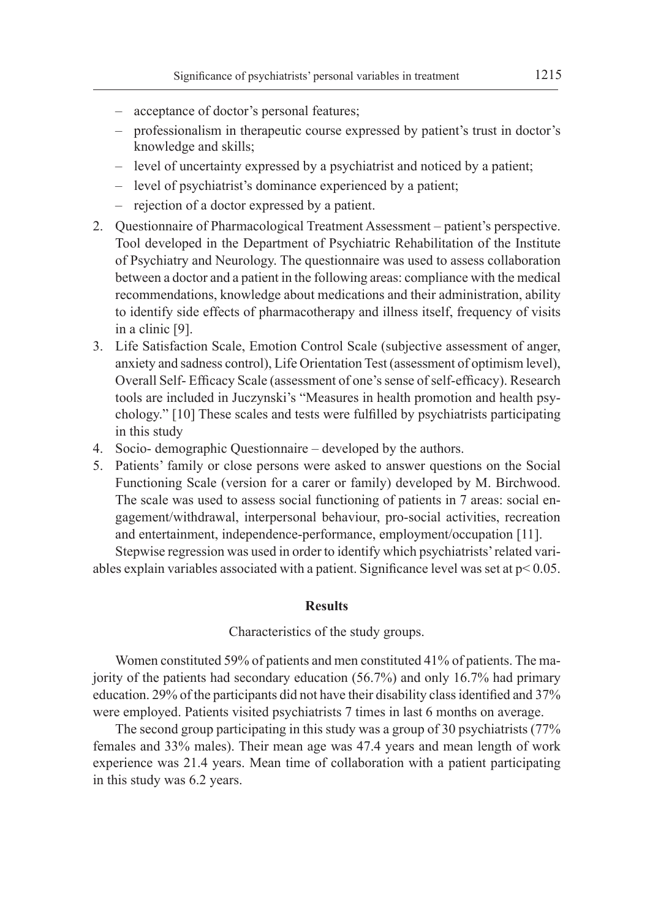- acceptance of doctor's personal features;
- professionalism in therapeutic course expressed by patient's trust in doctor's knowledge and skills;
- level of uncertainty expressed by a psychiatrist and noticed by a patient;
- level of psychiatrist's dominance experienced by a patient;
- rejection of a doctor expressed by a patient.

2. Questionnaire of Pharmacological Treatment Assessment – patient's perspective. Tool developed in the Department of Psychiatric Rehabilitation of the Institute of Psychiatry and Neurology. The questionnaire was used to assess collaboration between a doctor and a patient in the following areas: compliance with the medical recommendations, knowledge about medications and their administration, ability to identify side effects of pharmacotherapy and illness itself, frequency of visits in a clinic [9].
3. Life Satisfaction Scale, Emotion Control Scale (subjective assessment of anger, anxiety and sadness control), Life Orientation Test (assessment of optimism level), Overall Self- Efficacy Scale (assessment of one's sense of self-efficacy). Research tools are included in Juczynski's "Measures in health promotion and health psychology." [10] These scales and tests were fulfilled by psychiatrists participating in this study
4. Socio- demographic Questionnaire – developed by the authors.
5. Patients' family or close persons were asked to answer questions on the Social Functioning Scale (version for a carer or family) developed by M. Birchwood. The scale was used to assess social functioning of patients in 7 areas: social engagement/withdrawal, interpersonal behaviour, pro-social activities, recreation and entertainment, independence-performance, employment/occupation [11].

Stepwise regression was used in order to identify which psychiatrists' related variables explain variables associated with a patient. Significance level was set at $p< 0.05$.

## Results

Characteristics of the study groups.

Women constituted 59% of patients and men constituted 41% of patients. The majority of the patients had secondary education (56.7%) and only 16.7% had primary education. 29% of the participants did not have their disability class identified and 37% were employed. Patients visited psychiatrists 7 times in last 6 months on average.

The second group participating in this study was a group of 30 psychiatrists (77% females and 33% males). Their mean age was 47.4 years and mean length of work experience was 21.4 years. Mean time of collaboration with a patient participating in this study was 6.2 years.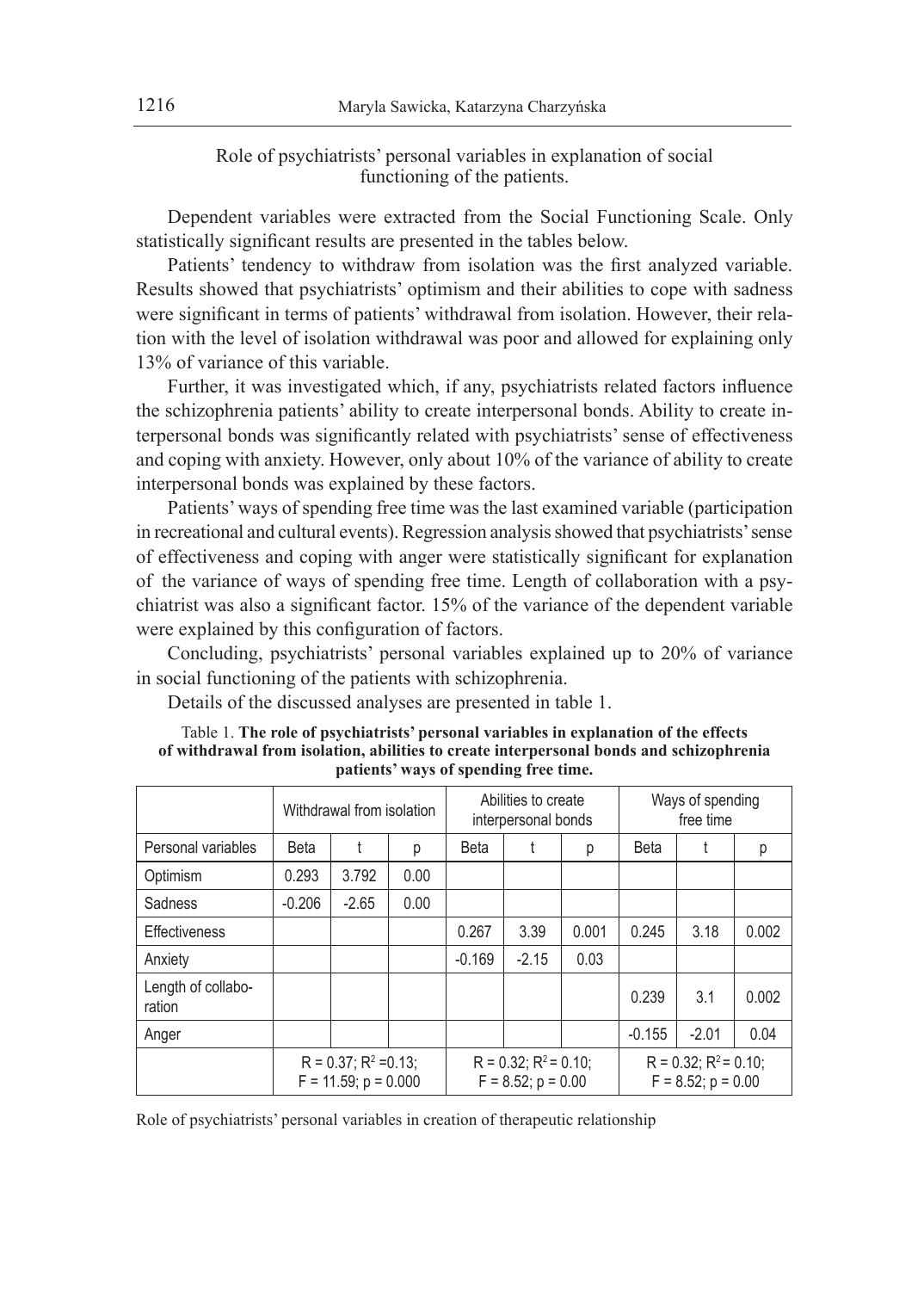Role of psychiatrists' personal variables in explanation of social functioning of the patients.

Dependent variables were extracted from the Social Functioning Scale. Only statistically significant results are presented in the tables below.

Patients' tendency to withdraw from isolation was the first analyzed variable. Results showed that psychiatrists' optimism and their abilities to cope with sadness were significant in terms of patients' withdrawal from isolation. However, their relation with the level of isolation withdrawal was poor and allowed for explaining only 13% of variance of this variable.

Further, it was investigated which, if any, psychiatrists related factors influence the schizophrenia patients' ability to create interpersonal bonds. Ability to create interpersonal bonds was significantly related with psychiatrists' sense of effectiveness and coping with anxiety. However, only about 10% of the variance of ability to create interpersonal bonds was explained by these factors.

Patients' ways of spending free time was the last examined variable (participation in recreational and cultural events). Regression analysis showed that psychiatrists' sense of effectiveness and coping with anger were statistically significant for explanation of the variance of ways of spending free time. Length of collaboration with a psychiatrist was also a significant factor. 15% of the variance of the dependent variable were explained by this configuration of factors.

Concluding, psychiatrists' personal variables explained up to 20% of variance in social functioning of the patients with schizophrenia.

Details of the discussed analyses are presented in table 1.

Table 1. **The role of psychiatrists' personal variables in explanation of the effects of withdrawal from isolation, abilities to create interpersonal bonds and schizophrenia patients' ways of spending free time.**

| | Withdrawal from isolation | | | Abilities to create interpersonal bonds | | | Ways of spending free time | | |
|---|---|---|---|---|---|---|---|---|---|
| Personal variables | Beta | t | p | Beta | t | p | Beta | t | p |
| Optimism | 0.293 | 3.792 | 0.00 | | | | | | |
| Sadness | -0.206 | -2.65 | 0.00 | | | | | | |
| Effectiveness | | | | 0.267 | 3.39 | 0.001 | 0.245 | 3.18 | 0.002 |
| Anxiety | | | | -0.169 | -2.15 | 0.03 | | | |
| Length of collaboration | | | | | | | 0.239 | 3.1 | 0.002 |
| Anger | | | | | | | -0.155 | -2.01 | 0.04 |
| | $R = 0.37$; $R^2 = 0.13$; $F = 11.59$; $p = 0.000$ | | | $R = 0.32$; $R^2 = 0.10$; $F = 8.52$; $p = 0.00$ | | | $R = 0.32$; $R^2 = 0.10$; $F = 8.52$; $p = 0.00$ | | |

Role of psychiatrists' personal variables in creation of therapeutic relationship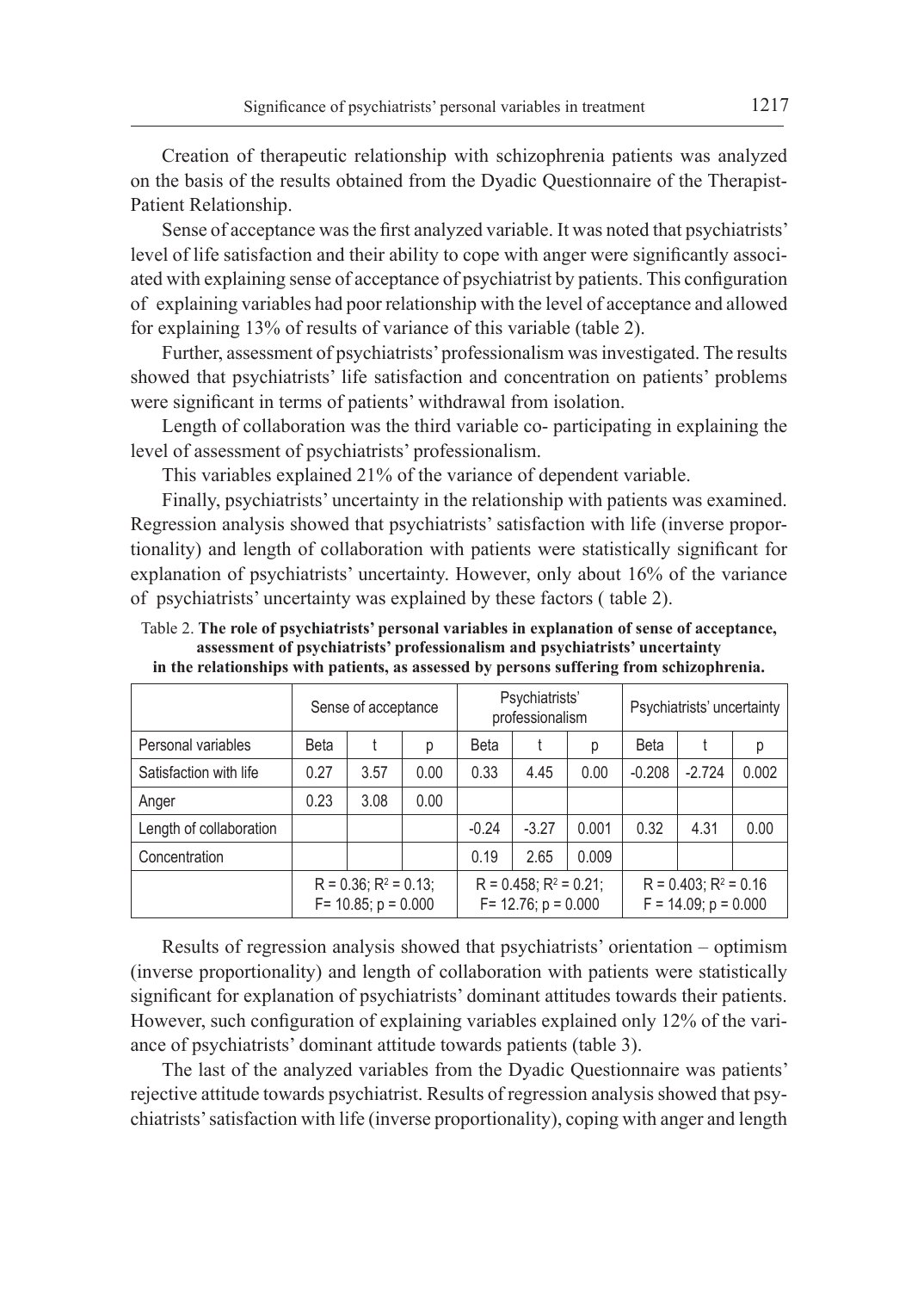Creation of therapeutic relationship with schizophrenia patients was analyzed on the basis of the results obtained from the Dyadic Questionnaire of the Therapist-Patient Relationship.

Sense of acceptance was the first analyzed variable. It was noted that psychiatrists' level of life satisfaction and their ability to cope with anger were significantly associated with explaining sense of acceptance of psychiatrist by patients. This configuration of explaining variables had poor relationship with the level of acceptance and allowed for explaining 13% of results of variance of this variable (table 2).

Further, assessment of psychiatrists' professionalism was investigated. The results showed that psychiatrists' life satisfaction and concentration on patients' problems were significant in terms of patients' withdrawal from isolation.

Length of collaboration was the third variable co- participating in explaining the level of assessment of psychiatrists' professionalism.

This variables explained 21% of the variance of dependent variable.

Finally, psychiatrists' uncertainty in the relationship with patients was examined. Regression analysis showed that psychiatrists' satisfaction with life (inverse proportionality) and length of collaboration with patients were statistically significant for explanation of psychiatrists' uncertainty. However, only about 16% of the variance of psychiatrists' uncertainty was explained by these factors ( table 2).

Table 2. **The role of psychiatrists' personal variables in explanation of sense of acceptance, assessment of psychiatrists' professionalism and psychiatrists' uncertainty in the relationships with patients, as assessed by persons suffering from schizophrenia.**

| | Sense of acceptance | | | Psychiatrists' professionalism | | | Psychiatrists' uncertainty | | |
|---|---|---|---|---|---|---|---|---|---|
| Personal variables | Beta | t | p | Beta | t | p | Beta | t | p |
| Satisfaction with life | 0.27 | 3.57 | 0.00 | 0.33 | 4.45 | 0.00 | -0.208 | -2.724 | 0.002 |
| Anger | 0.23 | 3.08 | 0.00 | | | | | | |
| Length of collaboration | | | | -0.24 | -3.27 | 0.001 | 0.32 | 4.31 | 0.00 |
| Concentration | | | | 0.19 | 2.65 | 0.009 | | | |
| | $R = 0.36$; $R^2 = 0.13$; $F = 10.85$; $p = 0.000$ | | | $R = 0.458$; $R^2 = 0.21$; $F = 12.76$; $p = 0.000$ | | | $R = 0.403$; $R^2 = 0.16$ $F = 14.09$; $p = 0.000$ | | |

Results of regression analysis showed that psychiatrists' orientation – optimism (inverse proportionality) and length of collaboration with patients were statistically significant for explanation of psychiatrists' dominant attitudes towards their patients. However, such configuration of explaining variables explained only 12% of the variance of psychiatrists' dominant attitude towards patients (table 3).

The last of the analyzed variables from the Dyadic Questionnaire was patients' rejective attitude towards psychiatrist. Results of regression analysis showed that psychiatrists' satisfaction with life (inverse proportionality), coping with anger and length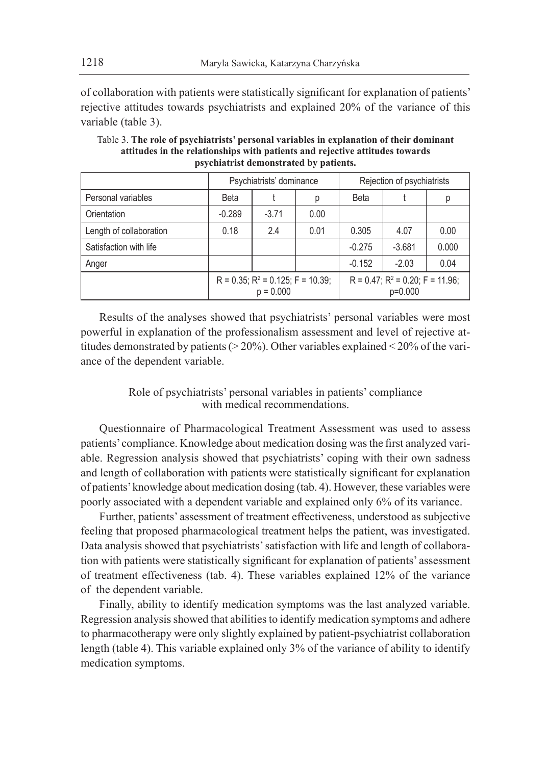of collaboration with patients were statistically significant for explanation of patients' rejective attitudes towards psychiatrists and explained 20% of the variance of this variable (table 3).

Table 3. **The role of psychiatrists' personal variables in explanation of their dominant attitudes in the relationships with patients and rejective attitudes towards psychiatrist demonstrated by patients.**

| | Psychiatrists' dominance | | | Rejection of psychiatrists | | |
|---|---|---|---|---|---|---|
| Personal variables | Beta | t | p | Beta | t | p |
| Orientation | -0.289 | -3.71 | 0.00 | | | |
| Length of collaboration | 0.18 | 2.4 | 0.01 | 0.305 | 4.07 | 0.00 |
| Satisfaction with life | | | | -0.275 | -3.681 | 0.000 |
| Anger | | | | -0.152 | -2.03 | 0.04 |
| | $R = 0.35$; $R^2 = 0.125$; $F = 10.39$; $p = 0.000$ | | | $R = 0.47$; $R^2 = 0.20$; $F = 11.96$; $p=0.000$ | | |

Results of the analyses showed that psychiatrists' personal variables were most powerful in explanation of the professionalism assessment and level of rejective attitudes demonstrated by patients (> 20%). Other variables explained < 20% of the variance of the dependent variable.

## Role of psychiatrists' personal variables in patients' compliance with medical recommendations.

Questionnaire of Pharmacological Treatment Assessment was used to assess patients' compliance. Knowledge about medication dosing was the first analyzed variable. Regression analysis showed that psychiatrists' coping with their own sadness and length of collaboration with patients were statistically significant for explanation of patients' knowledge about medication dosing (tab. 4). However, these variables were poorly associated with a dependent variable and explained only 6% of its variance.

Further, patients' assessment of treatment effectiveness, understood as subjective feeling that proposed pharmacological treatment helps the patient, was investigated. Data analysis showed that psychiatrists' satisfaction with life and length of collaboration with patients were statistically significant for explanation of patients' assessment of treatment effectiveness (tab. 4). These variables explained 12% of the variance of the dependent variable.

Finally, ability to identify medication symptoms was the last analyzed variable. Regression analysis showed that abilities to identify medication symptoms and adhere to pharmacotherapy were only slightly explained by patient-psychiatrist collaboration length (table 4). This variable explained only 3% of the variance of ability to identify medication symptoms.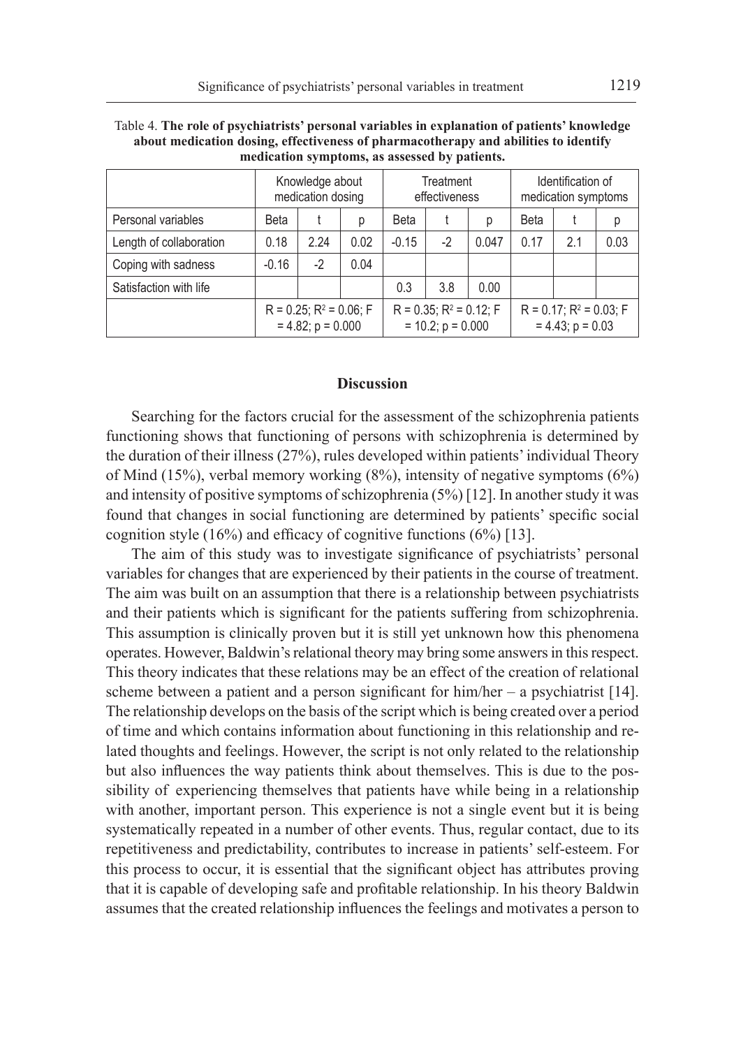Table 4. **The role of psychiatrists' personal variables in explanation of patients' knowledge about medication dosing, effectiveness of pharmacotherapy and abilities to identify medication symptoms, as assessed by patients.**

| | Knowledge about medication dosing | | | Treatment effectiveness | | | Identification of medication symptoms | | |
|---|---|---|---|---|---|---|---|---|---|
| Personal variables | Beta | t | p | Beta | t | p | Beta | t | p |
| Length of collaboration | 0.18 | 2.24 | 0.02 | -0.15 | -2 | 0.047 | 0.17 | 2.1 | 0.03 |
| Coping with sadness | -0.16 | -2 | 0.04 | | | | | | |
| Satisfaction with life | | | | 0.3 | 3.8 | 0.00 | | | |
| | $R = 0.25$; $R^2 = 0.06$; $F = 4.82$; $p = 0.000$ | | | $R = 0.35$; $R^2 = 0.12$; $F = 10.2$; $p = 0.000$ | | | $R = 0.17$; $R^2 = 0.03$; $F = 4.43$; $p = 0.03$ | | |

## Discussion

Searching for the factors crucial for the assessment of the schizophrenia patients functioning shows that functioning of persons with schizophrenia is determined by the duration of their illness (27%), rules developed within patients' individual Theory of Mind (15%), verbal memory working (8%), intensity of negative symptoms (6%) and intensity of positive symptoms of schizophrenia (5%) [12]. In another study it was found that changes in social functioning are determined by patients' specific social cognition style (16%) and efficacy of cognitive functions (6%) [13].

The aim of this study was to investigate significance of psychiatrists' personal variables for changes that are experienced by their patients in the course of treatment. The aim was built on an assumption that there is a relationship between psychiatrists and their patients which is significant for the patients suffering from schizophrenia. This assumption is clinically proven but it is still yet unknown how this phenomena operates. However, Baldwin's relational theory may bring some answers in this respect. This theory indicates that these relations may be an effect of the creation of relational scheme between a patient and a person significant for him/her – a psychiatrist [14]. The relationship develops on the basis of the script which is being created over a period of time and which contains information about functioning in this relationship and related thoughts and feelings. However, the script is not only related to the relationship but also influences the way patients think about themselves. This is due to the possibility of experiencing themselves that patients have while being in a relationship with another, important person. This experience is not a single event but it is being systematically repeated in a number of other events. Thus, regular contact, due to its repetitiveness and predictability, contributes to increase in patients' self-esteem. For this process to occur, it is essential that the significant object has attributes proving that it is capable of developing safe and profitable relationship. In his theory Baldwin assumes that the created relationship influences the feelings and motivates a person to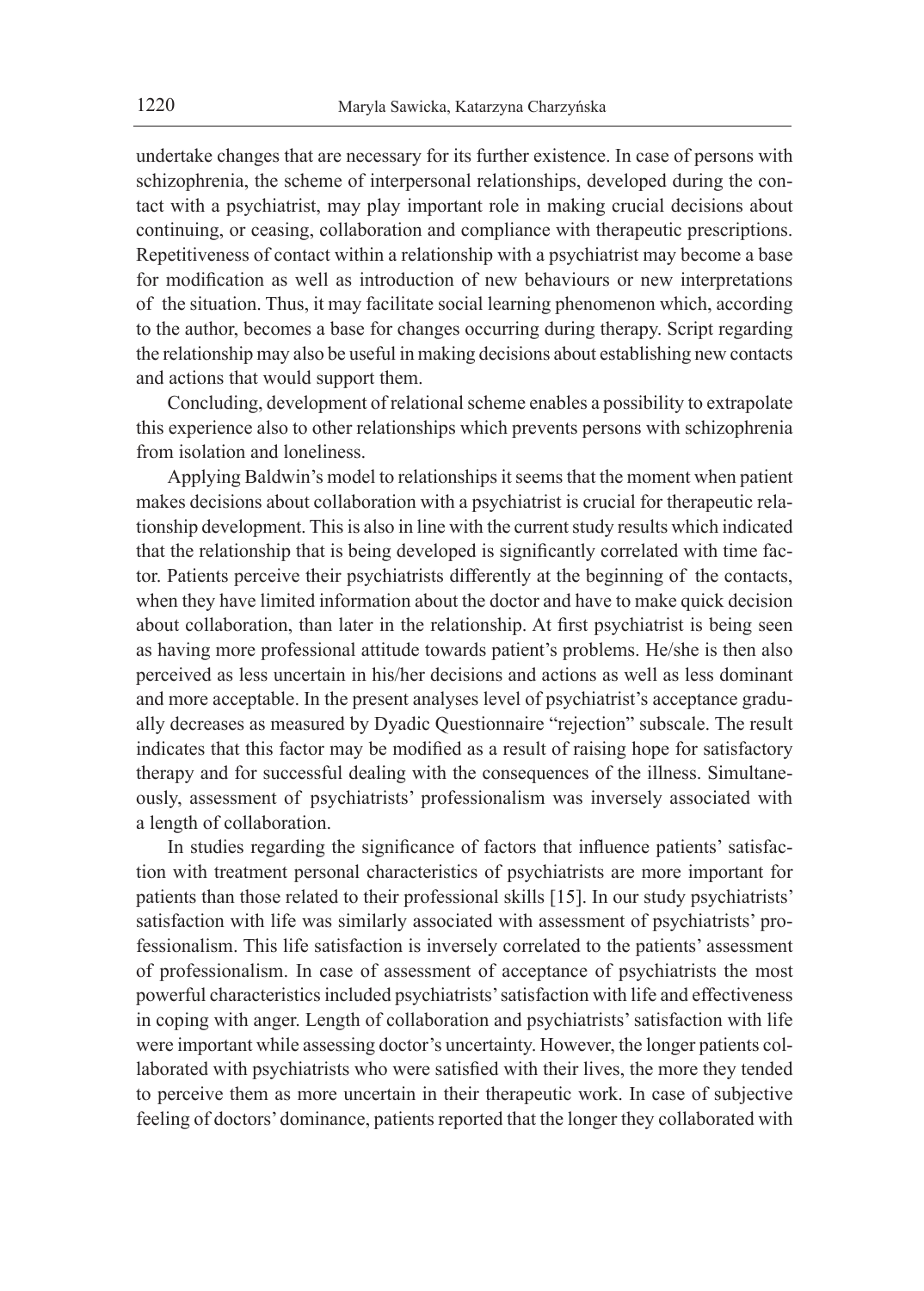undertake changes that are necessary for its further existence. In case of persons with schizophrenia, the scheme of interpersonal relationships, developed during the contact with a psychiatrist, may play important role in making crucial decisions about continuing, or ceasing, collaboration and compliance with therapeutic prescriptions. Repetitiveness of contact within a relationship with a psychiatrist may become a base for modification as well as introduction of new behaviours or new interpretations of the situation. Thus, it may facilitate social learning phenomenon which, according to the author, becomes a base for changes occurring during therapy. Script regarding the relationship may also be useful in making decisions about establishing new contacts and actions that would support them.

Concluding, development of relational scheme enables a possibility to extrapolate this experience also to other relationships which prevents persons with schizophrenia from isolation and loneliness.

Applying Baldwin's model to relationships it seems that the moment when patient makes decisions about collaboration with a psychiatrist is crucial for therapeutic relationship development. This is also in line with the current study results which indicated that the relationship that is being developed is significantly correlated with time factor. Patients perceive their psychiatrists differently at the beginning of the contacts, when they have limited information about the doctor and have to make quick decision about collaboration, than later in the relationship. At first psychiatrist is being seen as having more professional attitude towards patient's problems. He/she is then also perceived as less uncertain in his/her decisions and actions as well as less dominant and more acceptable. In the present analyses level of psychiatrist's acceptance gradually decreases as measured by Dyadic Questionnaire "rejection" subscale. The result indicates that this factor may be modified as a result of raising hope for satisfactory therapy and for successful dealing with the consequences of the illness. Simultaneously, assessment of psychiatrists' professionalism was inversely associated with a length of collaboration.

In studies regarding the significance of factors that influence patients' satisfaction with treatment personal characteristics of psychiatrists are more important for patients than those related to their professional skills [15]. In our study psychiatrists' satisfaction with life was similarly associated with assessment of psychiatrists' professionalism. This life satisfaction is inversely correlated to the patients' assessment of professionalism. In case of assessment of acceptance of psychiatrists the most powerful characteristics included psychiatrists' satisfaction with life and effectiveness in coping with anger. Length of collaboration and psychiatrists' satisfaction with life were important while assessing doctor's uncertainty. However, the longer patients collaborated with psychiatrists who were satisfied with their lives, the more they tended to perceive them as more uncertain in their therapeutic work. In case of subjective feeling of doctors' dominance, patients reported that the longer they collaborated with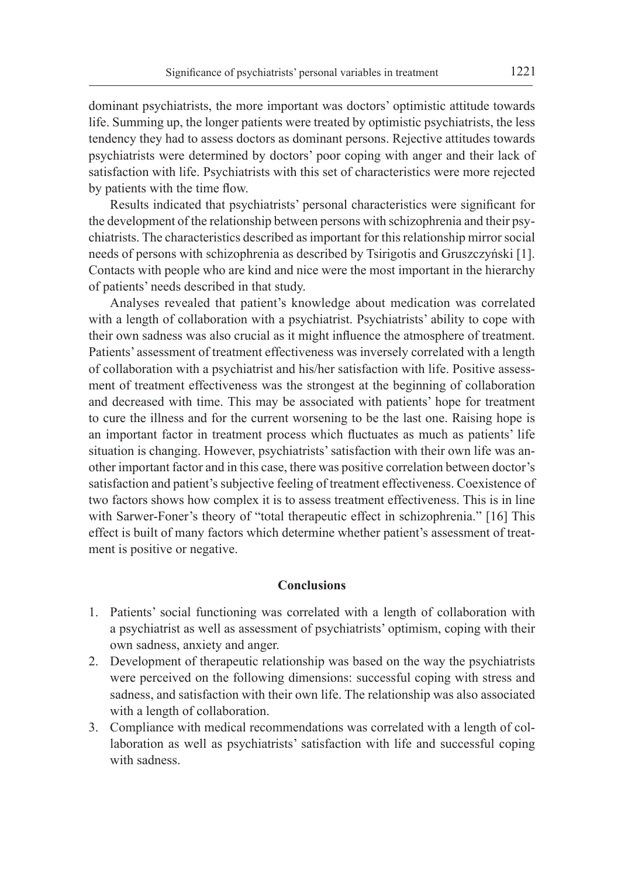dominant psychiatrists, the more important was doctors' optimistic attitude towards life. Summing up, the longer patients were treated by optimistic psychiatrists, the less tendency they had to assess doctors as dominant persons. Rejective attitudes towards psychiatrists were determined by doctors' poor coping with anger and their lack of satisfaction with life. Psychiatrists with this set of characteristics were more rejected by patients with the time flow.

Results indicated that psychiatrists' personal characteristics were significant for the development of the relationship between persons with schizophrenia and their psychiatrists. The characteristics described as important for this relationship mirror social needs of persons with schizophrenia as described by Tsirigotis and Gruszczyński [1]. Contacts with people who are kind and nice were the most important in the hierarchy of patients' needs described in that study.

Analyses revealed that patient's knowledge about medication was correlated with a length of collaboration with a psychiatrist. Psychiatrists' ability to cope with their own sadness was also crucial as it might influence the atmosphere of treatment. Patients' assessment of treatment effectiveness was inversely correlated with a length of collaboration with a psychiatrist and his/her satisfaction with life. Positive assessment of treatment effectiveness was the strongest at the beginning of collaboration and decreased with time. This may be associated with patients' hope for treatment to cure the illness and for the current worsening to be the last one. Raising hope is an important factor in treatment process which fluctuates as much as patients' life situation is changing. However, psychiatrists' satisfaction with their own life was another important factor and in this case, there was positive correlation between doctor's satisfaction and patient's subjective feeling of treatment effectiveness. Coexistence of two factors shows how complex it is to assess treatment effectiveness. This is in line with Sarwer-Foner's theory of "total therapeutic effect in schizophrenia." [16] This effect is built of many factors which determine whether patient's assessment of treatment is positive or negative.

## Conclusions

1. Patients' social functioning was correlated with a length of collaboration with a psychiatrist as well as assessment of psychiatrists' optimism, coping with their own sadness, anxiety and anger.
2. Development of therapeutic relationship was based on the way the psychiatrists were perceived on the following dimensions: successful coping with stress and sadness, and satisfaction with their own life. The relationship was also associated with a length of collaboration.
3. Compliance with medical recommendations was correlated with a length of collaboration as well as psychiatrists' satisfaction with life and successful coping with sadness.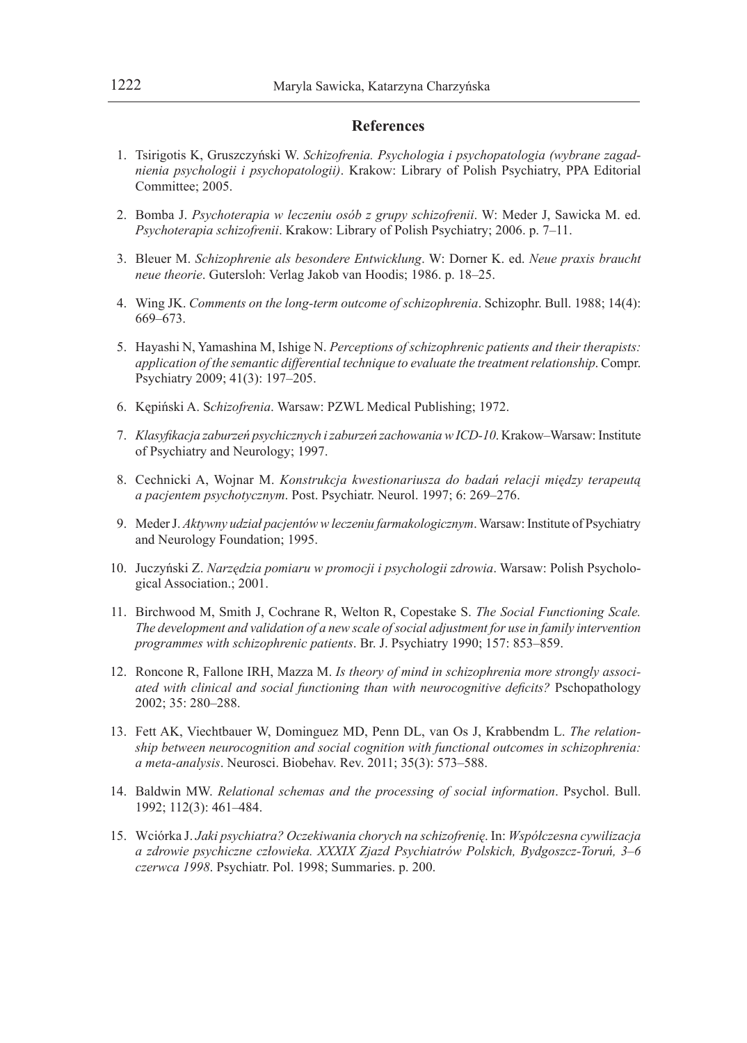## References

1. Tsirigotis K, Gruszczyński W. *Schizofrenia. Psychologia i psychopatologia (wybrane zagadnienia psychologii i psychopatologii)*. Krakow: Library of Polish Psychiatry, PPA Editorial Committee; 2005.

2. Bomba J. *Psychoterapia w leczeniu osób z grupy schizofrenii*. W: Meder J, Sawicka M. ed. *Psychoterapia schizofrenii*. Krakow: Library of Polish Psychiatry; 2006. p. 7–11.

3. Bleuer M. *Schizophrenie als besondere Entwicklung*. W: Dorner K. ed. *Neue praxis braucht neue theorie*. Gutersloh: Verlag Jakob van Hoodis; 1986. p. 18–25.

4. Wing JK. *Comments on the long-term outcome of schizophrenia*. Schizophr. Bull. 1988; 14(4): 669–673.

5. Hayashi N, Yamashina M, Ishige N. *Perceptions of schizophrenic patients and their therapists: application of the semantic differential technique to evaluate the treatment relationship*. Compr. Psychiatry 2009; 41(3): 197–205.

6. Kępiński A. S*chizofrenia*. Warsaw: PZWL Medical Publishing; 1972.

7. *Klasyfikacja zaburzeń psychicznych i zaburzeń zachowania w ICD-10*. Krakow–Warsaw: Institute of Psychiatry and Neurology; 1997.

8. Cechnicki A, Wojnar M. *Konstrukcja kwestionariusza do badań relacji między terapeutą a pacjentem psychotycznym*. Post. Psychiatr. Neurol. 1997; 6: 269–276.

9. Meder J. *Aktywny udział pacjentów w leczeniu farmakologicznym*. Warsaw: Institute of Psychiatry and Neurology Foundation; 1995.

10. Juczyński Z. *Narzędzia pomiaru w promocji i psychologii zdrowia*. Warsaw: Polish Psychological Association.; 2001.

11. Birchwood M, Smith J, Cochrane R, Welton R, Copestake S. *The Social Functioning Scale. The development and validation of a new scale of social adjustment for use in family intervention programmes with schizophrenic patients*. Br. J. Psychiatry 1990; 157: 853–859.

12. Roncone R, Fallone IRH, Mazza M. *Is theory of mind in schizophrenia more strongly associated with clinical and social functioning than with neurocognitive deficits?* Pschopathology 2002; 35: 280–288.

13. Fett AK, Viechtbauer W, Dominguez MD, Penn DL, van Os J, Krabbendm L. *The relationship between neurocognition and social cognition with functional outcomes in schizophrenia: a meta-analysis*. Neurosci. Biobehav. Rev. 2011; 35(3): 573–588.

14. Baldwin MW. *Relational schemas and the processing of social information*. Psychol. Bull. 1992; 112(3): 461–484.

15. Wciórka J. *Jaki psychiatra? Oczekiwania chorych na schizofrenię*. In: *Współczesna cywilizacja a zdrowie psychiczne człowieka. XXXIX Zjazd Psychiatrów Polskich, Bydgoszcz-Toruń, 3–6 czerwca 1998*. Psychiatr. Pol. 1998; Summaries. p. 200.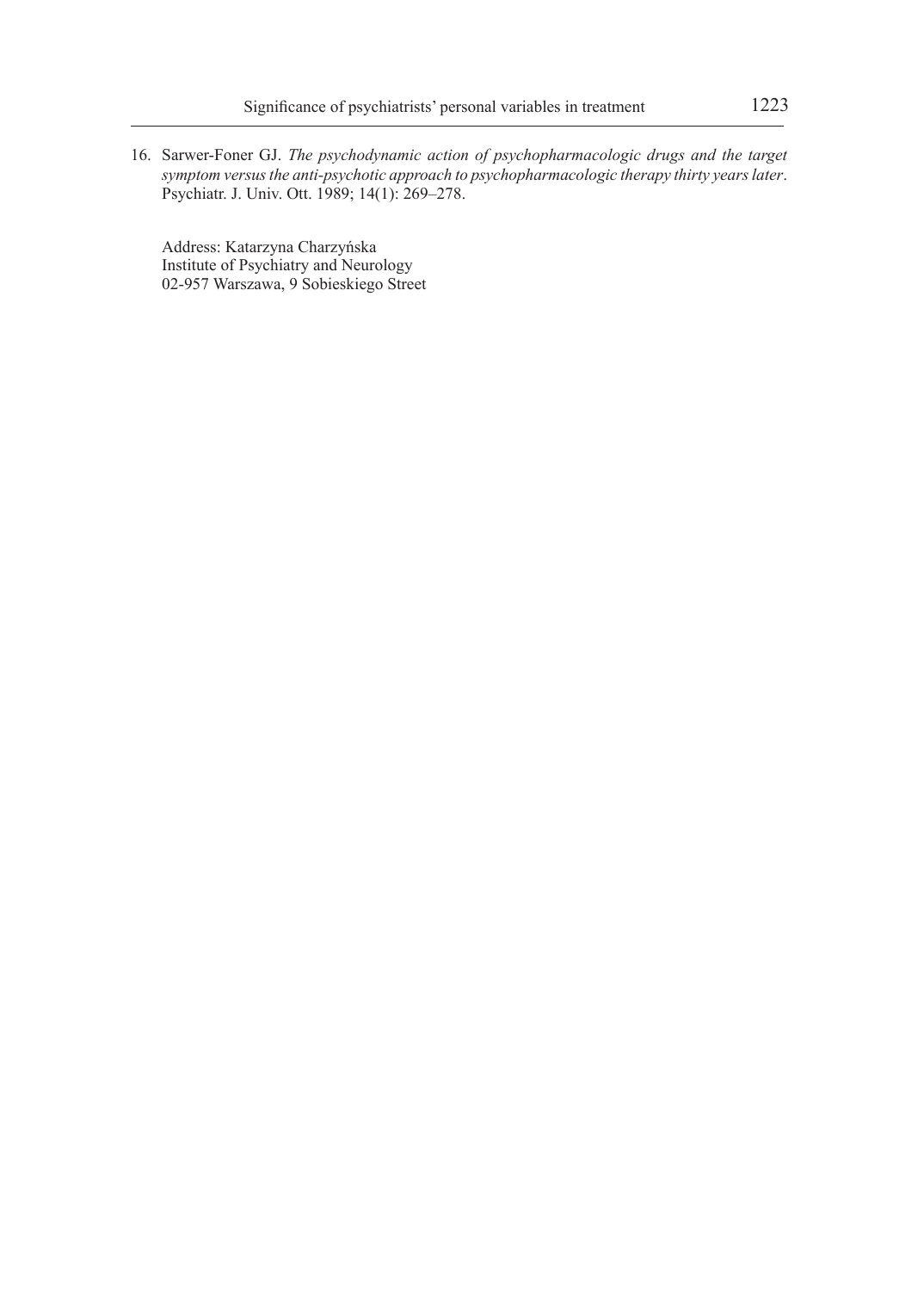16. Sarwer-Foner GJ. *The psychodynamic action of psychopharmacologic drugs and the target symptom versus the anti-psychotic approach to psychopharmacologic therapy thirty years later*. Psychiatr. J. Univ. Ott. 1989; 14(1): 269–278.

Address: Katarzyna Charzyńska
Institute of Psychiatry and Neurology
02-957 Warszawa, 9 Sobieskiego Street